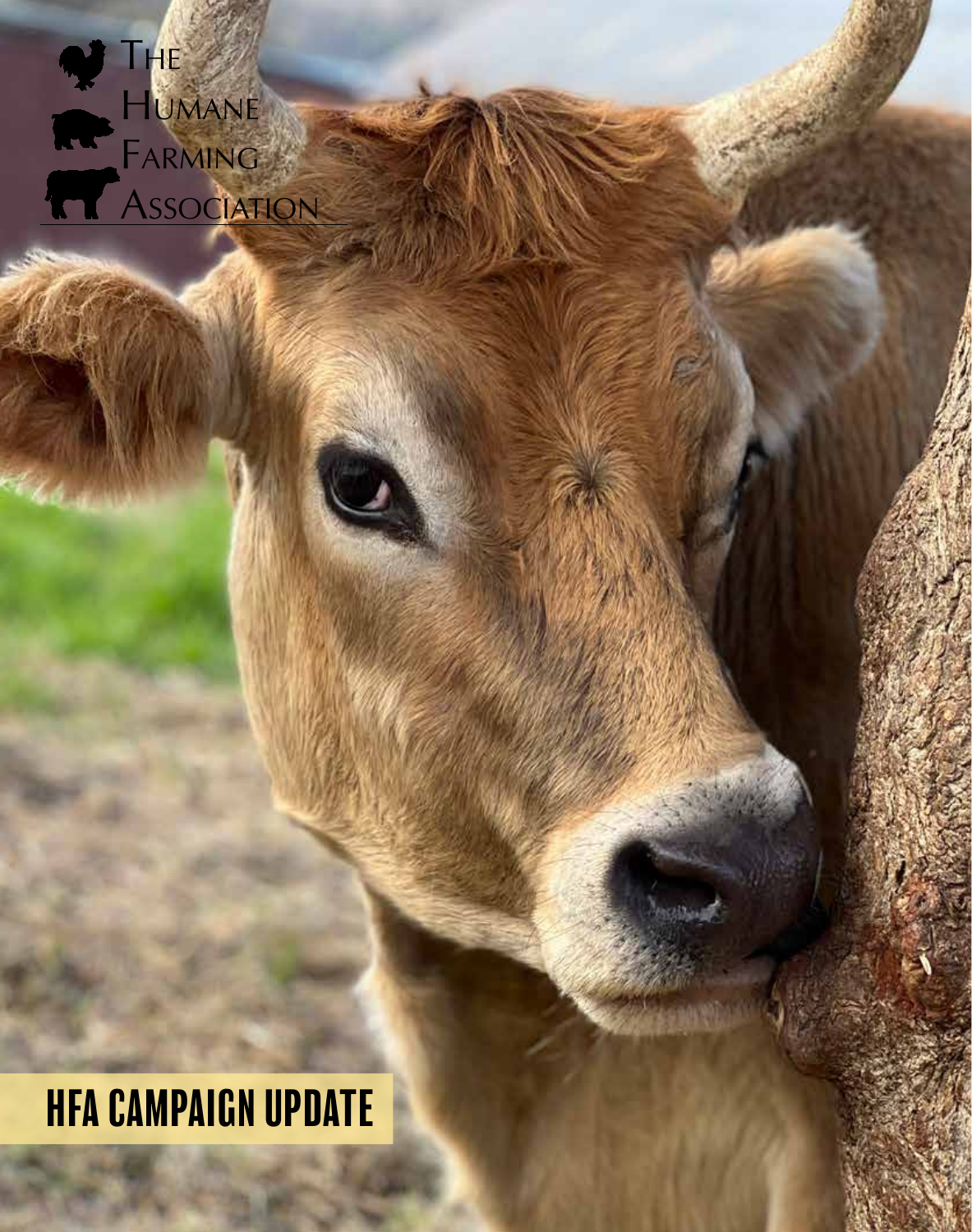# The Humane Farming Association

## HFA CAMPAIGN UPDATE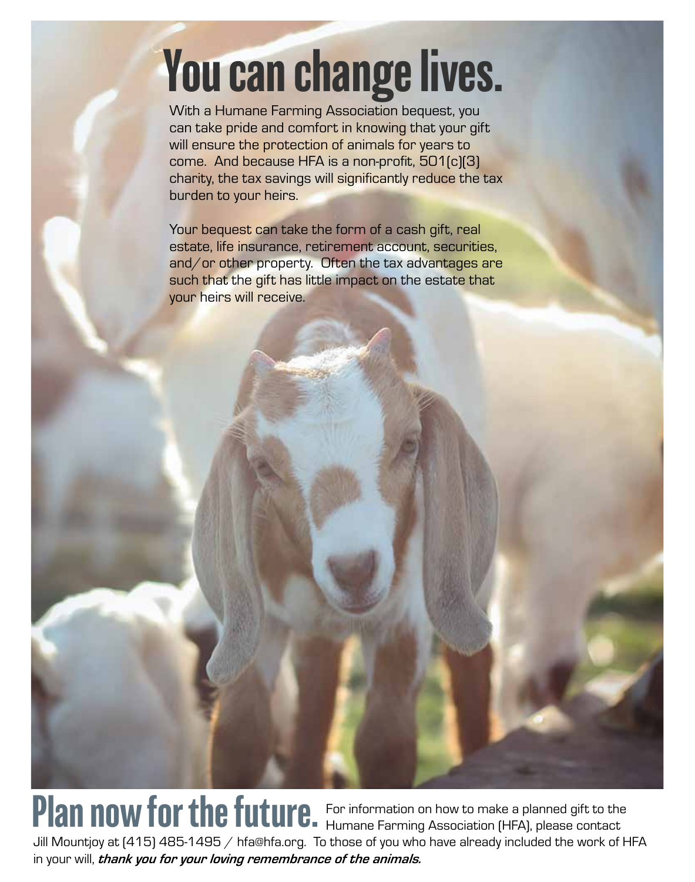# You can change lives.

With a Humane Farming Association bequest, you can take pride and comfort in knowing that your gift will ensure the protection of animals for years to come. And because HFA is a non-profit, 501(c)(3) charity, the tax savings will significantly reduce the tax burden to your heirs.

Your bequest can take the form of a cash gift, real estate, life insurance, retirement account, securities, and/or other property. Often the tax advantages are such that the gift has little impact on the estate that your heirs will receive.

# Plan now for the future.

For information on how to make a planned gift to the Humane Farming Association (HFA), please contact Jill Mountjoy at (415) 485-1495 / hfa@hfa.org. To those of you who have already included the work of HFA in your will, ***thank you for your loving remembrance of the animals.***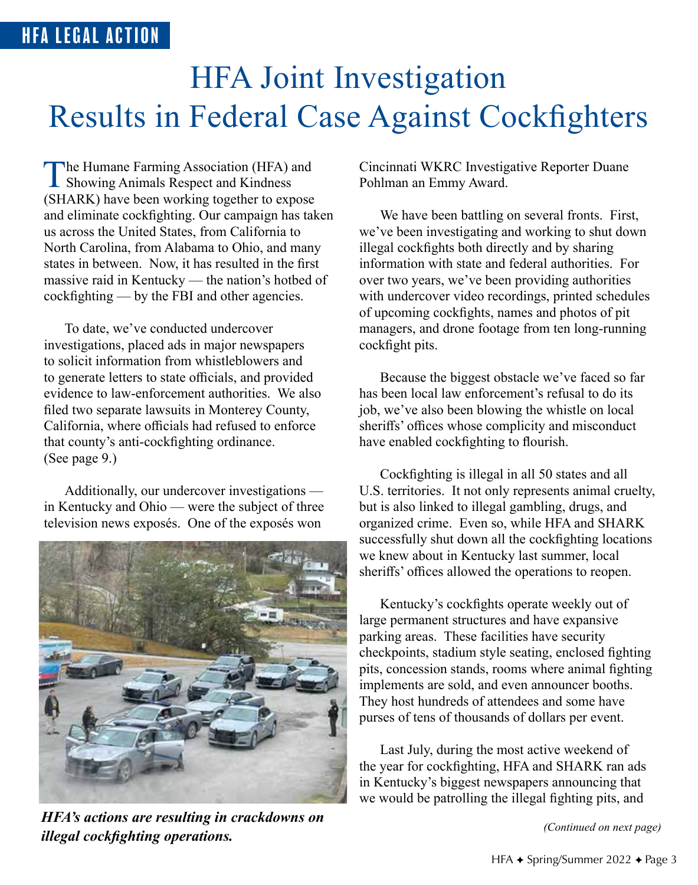HFA LEGAL ACTION

# HFA Joint Investigation Results in Federal Case Against Cockfighters

The Humane Farming Association (HFA) and Showing Animals Respect and Kindness (SHARK) have been working together to expose and eliminate cockfighting. Our campaign has taken us across the United States, from California to North Carolina, from Alabama to Ohio, and many states in between. Now, it has resulted in the first massive raid in Kentucky — the nation's hotbed of cockfighting — by the FBI and other agencies.

To date, we've conducted undercover investigations, placed ads in major newspapers to solicit information from whistleblowers and to generate letters to state officials, and provided evidence to law-enforcement authorities. We also filed two separate lawsuits in Monterey County, California, where officials had refused to enforce that county's anti-cockfighting ordinance. (See page 9.)

Additionally, our undercover investigations — in Kentucky and Ohio — were the subject of three television news exposés. One of the exposés won Cincinnati WKRC Investigative Reporter Duane Pohlman an Emmy Award.

*HFA's actions are resulting in crackdowns on illegal cockfighting operations.*

We have been battling on several fronts. First, we've been investigating and working to shut down illegal cockfights both directly and by sharing information with state and federal authorities. For over two years, we've been providing authorities with undercover video recordings, printed schedules of upcoming cockfights, names and photos of pit managers, and drone footage from ten long-running cockfight pits.

Because the biggest obstacle we've faced so far has been local law enforcement's refusal to do its job, we've also been blowing the whistle on local sheriffs' offices whose complicity and misconduct have enabled cockfighting to flourish.

Cockfighting is illegal in all 50 states and all U.S. territories. It not only represents animal cruelty, but is also linked to illegal gambling, drugs, and organized crime. Even so, while HFA and SHARK successfully shut down all the cockfighting locations we knew about in Kentucky last summer, local sheriffs' offices allowed the operations to reopen.

Kentucky's cockfights operate weekly out of large permanent structures and have expansive parking areas. These facilities have security checkpoints, stadium style seating, enclosed fighting pits, concession stands, rooms where animal fighting implements are sold, and even announcer booths. They host hundreds of attendees and some have purses of tens of thousands of dollars per event.

Last July, during the most active weekend of the year for cockfighting, HFA and SHARK ran ads in Kentucky's biggest newspapers announcing that we would be patrolling the illegal fighting pits, and

*(Continued on next page)*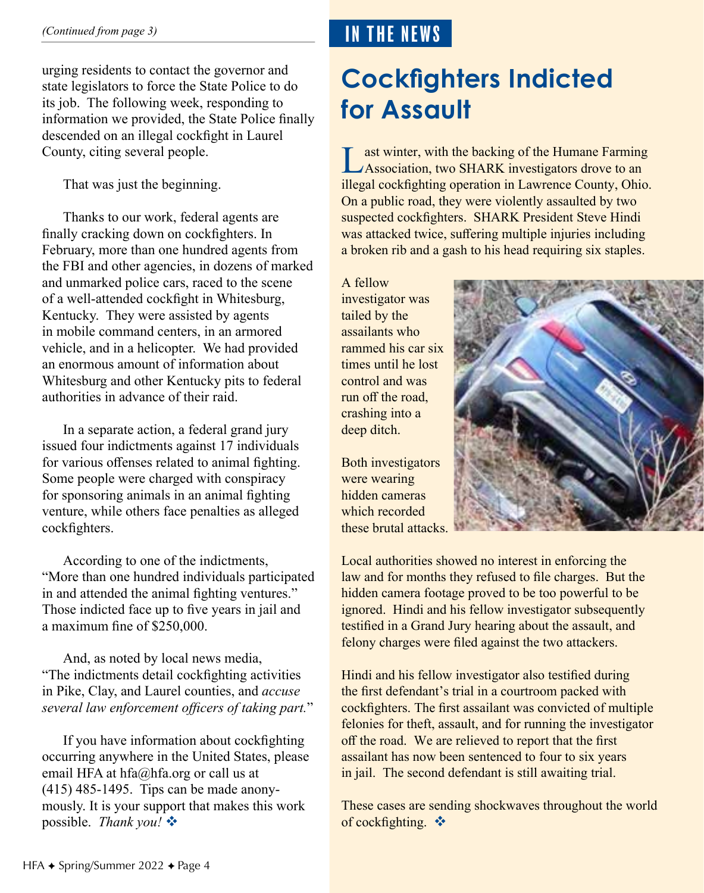*(Continued from page 3)*

urging residents to contact the governor and state legislators to force the State Police to do its job. The following week, responding to information we provided, the State Police finally descended on an illegal cockfight in Laurel County, citing several people.

That was just the beginning.

Thanks to our work, federal agents are finally cracking down on cockfighters. In February, more than one hundred agents from the FBI and other agencies, in dozens of marked and unmarked police cars, raced to the scene of a well-attended cockfight in Whitesburg, Kentucky. They were assisted by agents in mobile command centers, in an armored vehicle, and in a helicopter. We had provided an enormous amount of information about Whitesburg and other Kentucky pits to federal authorities in advance of their raid.

In a separate action, a federal grand jury issued four indictments against 17 individuals for various offenses related to animal fighting. Some people were charged with conspiracy for sponsoring animals in an animal fighting venture, while others face penalties as alleged cockfighters.

According to one of the indictments, "More than one hundred individuals participated in and attended the animal fighting ventures." Those indicted face up to five years in jail and a maximum fine of $250,000.

And, as noted by local news media, "The indictments detail cockfighting activities in Pike, Clay, and Laurel counties, and *accuse several law enforcement officers of taking part.*"

If you have information about cockfighting occurring anywhere in the United States, please email HFA at hfa@hfa.org or call us at (415) 485-1495. Tips can be made anonymously. It is your support that makes this work possible. *Thank you!* ❖

## IN THE NEWS

# Cockfighters Indicted for Assault

Last winter, with the backing of the Humane Farming Association, two SHARK investigators drove to an illegal cockfighting operation in Lawrence County, Ohio. On a public road, they were violently assaulted by two suspected cockfighters. SHARK President Steve Hindi was attacked twice, suffering multiple injuries including a broken rib and a gash to his head requiring six staples.

A fellow investigator was tailed by the assailants who rammed his car six times until he lost control and was run off the road, crashing into a deep ditch.

Both investigators were wearing hidden cameras which recorded these brutal attacks.

Local authorities showed no interest in enforcing the law and for months they refused to file charges. But the hidden camera footage proved to be too powerful to be ignored. Hindi and his fellow investigator subsequently testified in a Grand Jury hearing about the assault, and felony charges were filed against the two attackers.

Hindi and his fellow investigator also testified during the first defendant's trial in a courtroom packed with cockfighters. The first assailant was convicted of multiple felonies for theft, assault, and for running the investigator off the road. We are relieved to report that the first assailant has now been sentenced to four to six years in jail. The second defendant is still awaiting trial.

These cases are sending shockwaves throughout the world of cockfighting. ❖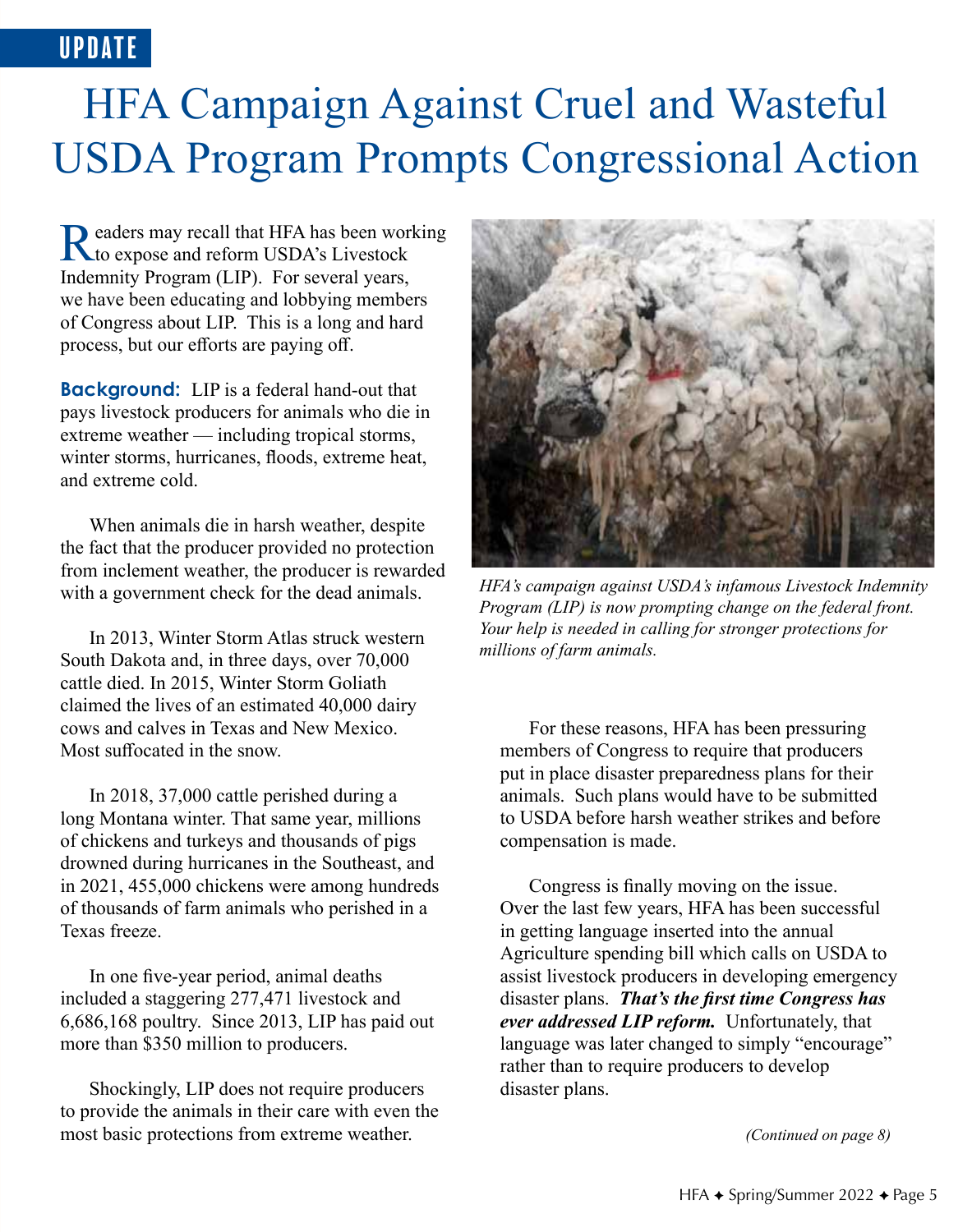UPDATE

# HFA Campaign Against Cruel and Wasteful USDA Program Prompts Congressional Action

Readers may recall that HFA has been working to expose and reform USDA's Livestock Indemnity Program (LIP). For several years, we have been educating and lobbying members of Congress about LIP. This is a long and hard process, but our efforts are paying off.

**Background:** LIP is a federal hand-out that pays livestock producers for animals who die in extreme weather — including tropical storms, winter storms, hurricanes, floods, extreme heat, and extreme cold.

When animals die in harsh weather, despite the fact that the producer provided no protection from inclement weather, the producer is rewarded with a government check for the dead animals.

In 2013, Winter Storm Atlas struck western South Dakota and, in three days, over 70,000 cattle died. In 2015, Winter Storm Goliath claimed the lives of an estimated 40,000 dairy cows and calves in Texas and New Mexico. Most suffocated in the snow.

In 2018, 37,000 cattle perished during a long Montana winter. That same year, millions of chickens and turkeys and thousands of pigs drowned during hurricanes in the Southeast, and in 2021, 455,000 chickens were among hundreds of thousands of farm animals who perished in a Texas freeze.

In one five-year period, animal deaths included a staggering 277,471 livestock and 6,686,168 poultry. Since 2013, LIP has paid out more than $350 million to producers.

Shockingly, LIP does not require producers to provide the animals in their care with even the most basic protections from extreme weather.

*HFA's campaign against USDA's infamous Livestock Indemnity Program (LIP) is now prompting change on the federal front. Your help is needed in calling for stronger protections for millions of farm animals.*

For these reasons, HFA has been pressuring members of Congress to require that producers put in place disaster preparedness plans for their animals. Such plans would have to be submitted to USDA before harsh weather strikes and before compensation is made.

Congress is finally moving on the issue. Over the last few years, HFA has been successful in getting language inserted into the annual Agriculture spending bill which calls on USDA to assist livestock producers in developing emergency disaster plans. ***That's the first time Congress has ever addressed LIP reform.*** Unfortunately, that language was later changed to simply "encourage" rather than to require producers to develop disaster plans.

*(Continued on page 8)*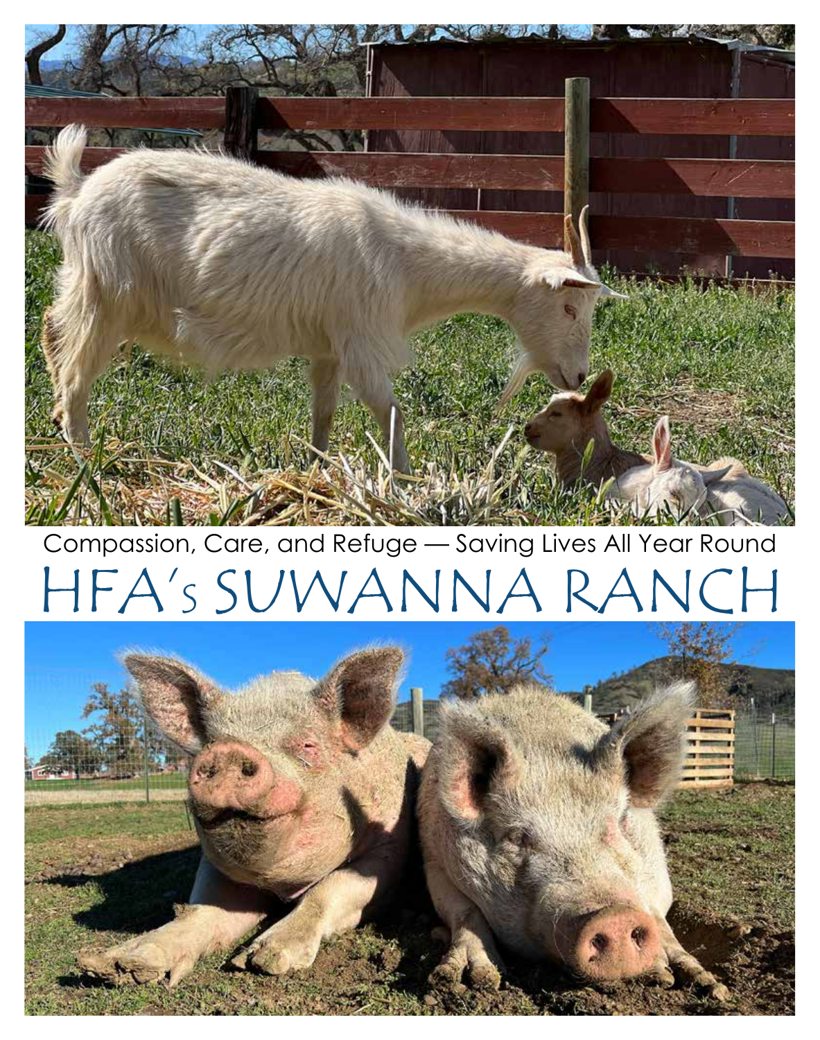Compassion, Care, and Refuge — Saving Lives All Year Round

# HFA's SUWANNA RANCH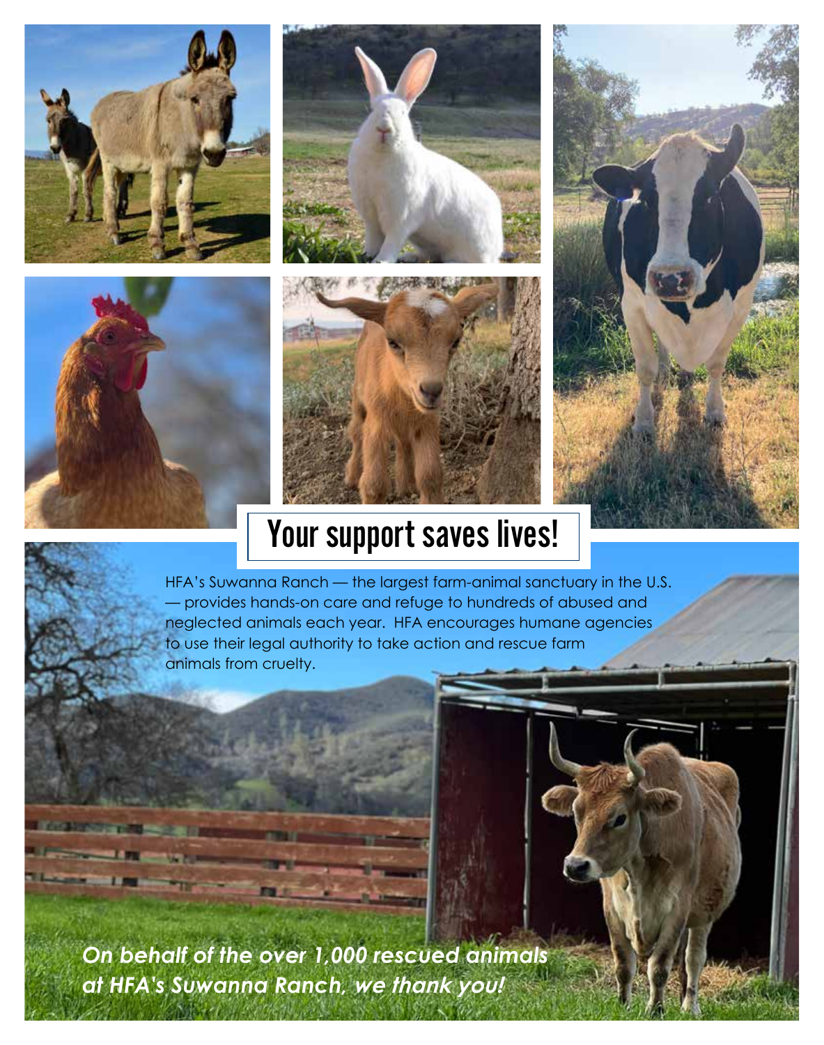# Your support saves lives!

HFA's Suwanna Ranch — the largest farm-animal sanctuary in the U.S. — provides hands-on care and refuge to hundreds of abused and neglected animals each year. HFA encourages humane agencies to use their legal authority to take action and rescue farm animals from cruelty.

***On behalf of the over 1,000 rescued animals at HFA's Suwanna Ranch, we thank you!***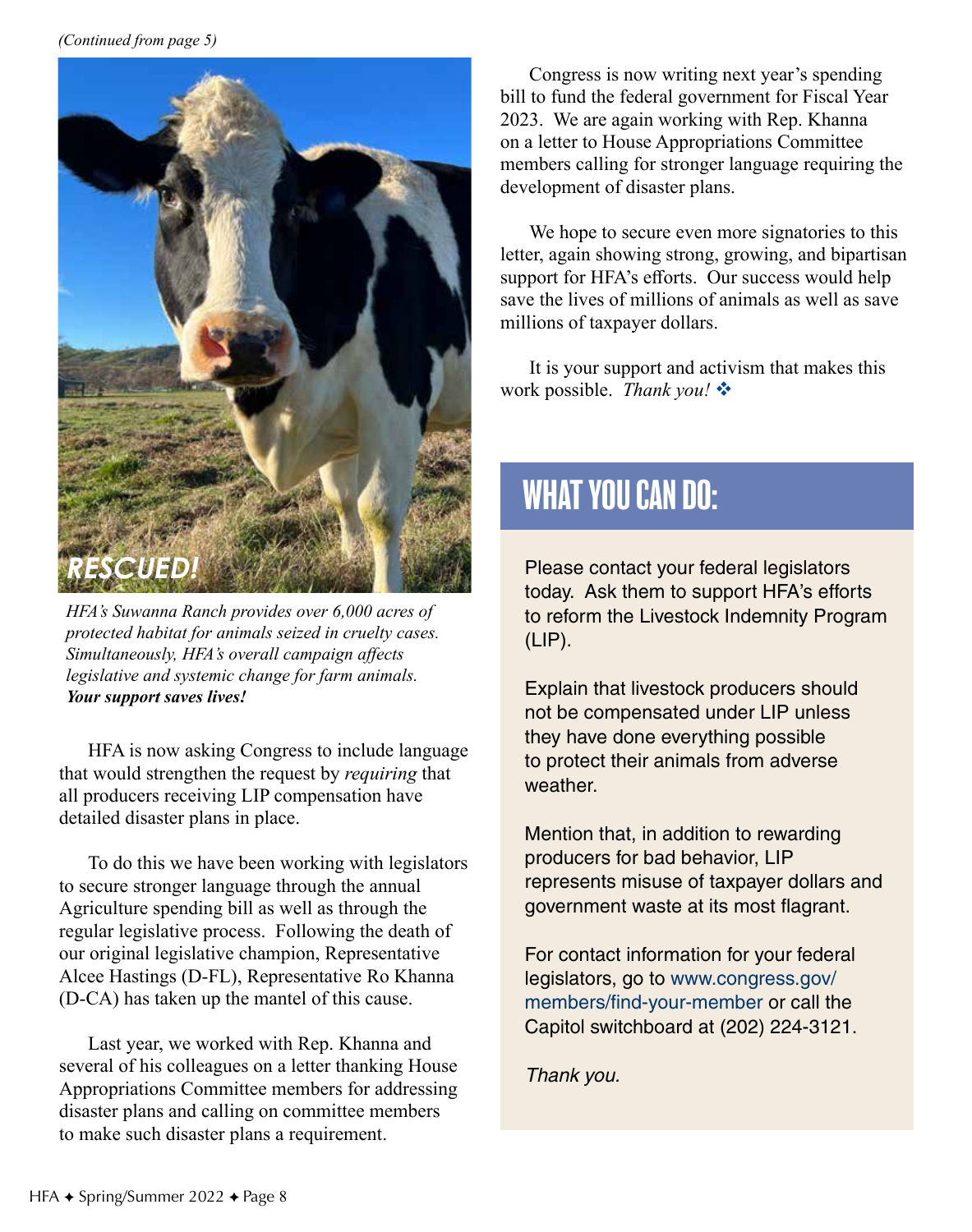*(Continued from page 5)*

RESCUED!

*HFA's Suwanna Ranch provides over 6,000 acres of protected habitat for animals seized in cruelty cases. Simultaneously, HFA's overall campaign affects legislative and systemic change for farm animals.* ***Your support saves lives!***

HFA is now asking Congress to include language that would strengthen the request by *requiring* that all producers receiving LIP compensation have detailed disaster plans in place.

To do this we have been working with legislators to secure stronger language through the annual Agriculture spending bill as well as through the regular legislative process. Following the death of our original legislative champion, Representative Alcee Hastings (D-FL), Representative Ro Khanna (D-CA) has taken up the mantel of this cause.

Last year, we worked with Rep. Khanna and several of his colleagues on a letter thanking House Appropriations Committee members for addressing disaster plans and calling on committee members to make such disaster plans a requirement.

Congress is now writing next year's spending bill to fund the federal government for Fiscal Year 2023. We are again working with Rep. Khanna on a letter to House Appropriations Committee members calling for stronger language requiring the development of disaster plans.

We hope to secure even more signatories to this letter, again showing strong, growing, and bipartisan support for HFA's efforts. Our success would help save the lives of millions of animals as well as save millions of taxpayer dollars.

It is your support and activism that makes this work possible. *Thank you!* ❖

## WHAT YOU CAN DO:

Please contact your federal legislators today. Ask them to support HFA's efforts to reform the Livestock Indemnity Program (LIP).

Explain that livestock producers should not be compensated under LIP unless they have done everything possible to protect their animals from adverse weather.

Mention that, in addition to rewarding producers for bad behavior, LIP represents misuse of taxpayer dollars and government waste at its most flagrant.

For contact information for your federal legislators, go to www.congress.gov/members/find-your-member or call the Capitol switchboard at (202) 224-3121.

*Thank you.*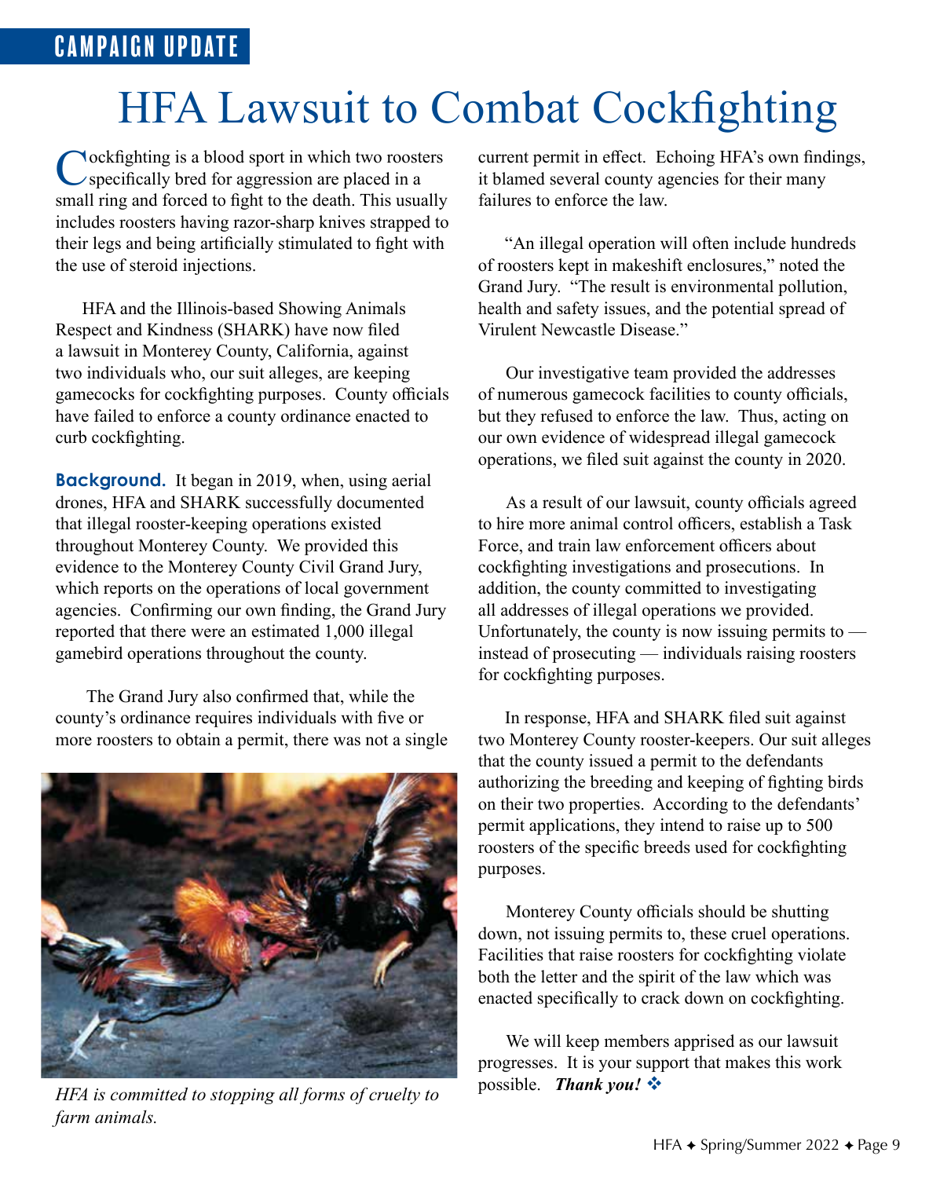CAMPAIGN UPDATE

# HFA Lawsuit to Combat Cockfighting

Cockfighting is a blood sport in which two roosters specifically bred for aggression are placed in a small ring and forced to fight to the death. This usually includes roosters having razor-sharp knives strapped to their legs and being artificially stimulated to fight with the use of steroid injections.

HFA and the Illinois-based Showing Animals Respect and Kindness (SHARK) have now filed a lawsuit in Monterey County, California, against two individuals who, our suit alleges, are keeping gamecocks for cockfighting purposes. County officials have failed to enforce a county ordinance enacted to curb cockfighting.

**Background.** It began in 2019, when, using aerial drones, HFA and SHARK successfully documented that illegal rooster-keeping operations existed throughout Monterey County. We provided this evidence to the Monterey County Civil Grand Jury, which reports on the operations of local government agencies. Confirming our own finding, the Grand Jury reported that there were an estimated 1,000 illegal gamebird operations throughout the county.

The Grand Jury also confirmed that, while the county's ordinance requires individuals with five or more roosters to obtain a permit, there was not a single current permit in effect. Echoing HFA's own findings, it blamed several county agencies for their many failures to enforce the law.

*HFA is committed to stopping all forms of cruelty to farm animals.*

"An illegal operation will often include hundreds of roosters kept in makeshift enclosures," noted the Grand Jury. "The result is environmental pollution, health and safety issues, and the potential spread of Virulent Newcastle Disease."

Our investigative team provided the addresses of numerous gamecock facilities to county officials, but they refused to enforce the law. Thus, acting on our own evidence of widespread illegal gamecock operations, we filed suit against the county in 2020.

As a result of our lawsuit, county officials agreed to hire more animal control officers, establish a Task Force, and train law enforcement officers about cockfighting investigations and prosecutions. In addition, the county committed to investigating all addresses of illegal operations we provided. Unfortunately, the county is now issuing permits to — instead of prosecuting — individuals raising roosters for cockfighting purposes.

In response, HFA and SHARK filed suit against two Monterey County rooster-keepers. Our suit alleges that the county issued a permit to the defendants authorizing the breeding and keeping of fighting birds on their two properties. According to the defendants' permit applications, they intend to raise up to 500 roosters of the specific breeds used for cockfighting purposes.

Monterey County officials should be shutting down, not issuing permits to, these cruel operations. Facilities that raise roosters for cockfighting violate both the letter and the spirit of the law which was enacted specifically to crack down on cockfighting.

We will keep members apprised as our lawsuit progresses. It is your support that makes this work possible. ***Thank you!*** ❖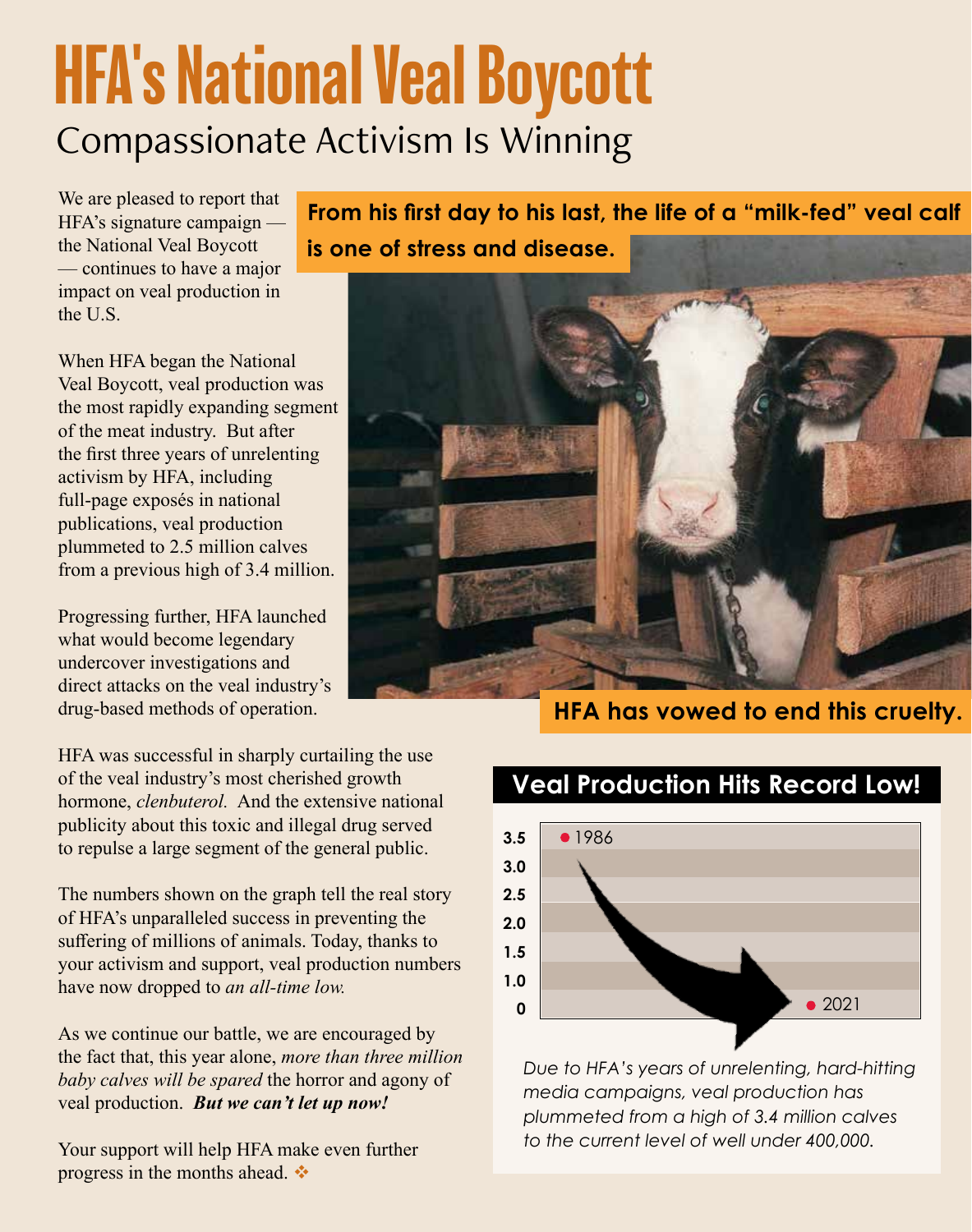# HFA's National Veal Boycott

## Compassionate Activism Is Winning

We are pleased to report that HFA's signature campaign — the National Veal Boycott — continues to have a major impact on veal production in the U.S.

When HFA began the National Veal Boycott, veal production was the most rapidly expanding segment of the meat industry. But after the first three years of unrelenting activism by HFA, including full-page exposés in national publications, veal production plummeted to 2.5 million calves from a previous high of 3.4 million.

Progressing further, HFA launched what would become legendary undercover investigations and direct attacks on the veal industry's drug-based methods of operation.

HFA was successful in sharply curtailing the use of the veal industry's most cherished growth hormone, *clenbuterol.* And the extensive national publicity about this toxic and illegal drug served to repulse a large segment of the general public.

The numbers shown on the graph tell the real story of HFA's unparalleled success in preventing the suffering of millions of animals. Today, thanks to your activism and support, veal production numbers have now dropped to *an all-time low.*

As we continue our battle, we are encouraged by the fact that, this year alone, *more than three million baby calves will be spared* the horror and agony of veal production. ***But we can't let up now!***

Your support will help HFA make even further progress in the months ahead. ❖

**From his first day to his last, the life of a "milk-fed" veal calf is one of stress and disease.**

**HFA has vowed to end this cruelty.**

### Veal Production Hits Record Low!

3.5
3.0
2.5
2.0
1.5
1.0
0
1986
2021

*Due to HFA's years of unrelenting, hard-hitting media campaigns, veal production has plummeted from a high of 3.4 million calves to the current level of well under 400,000.*